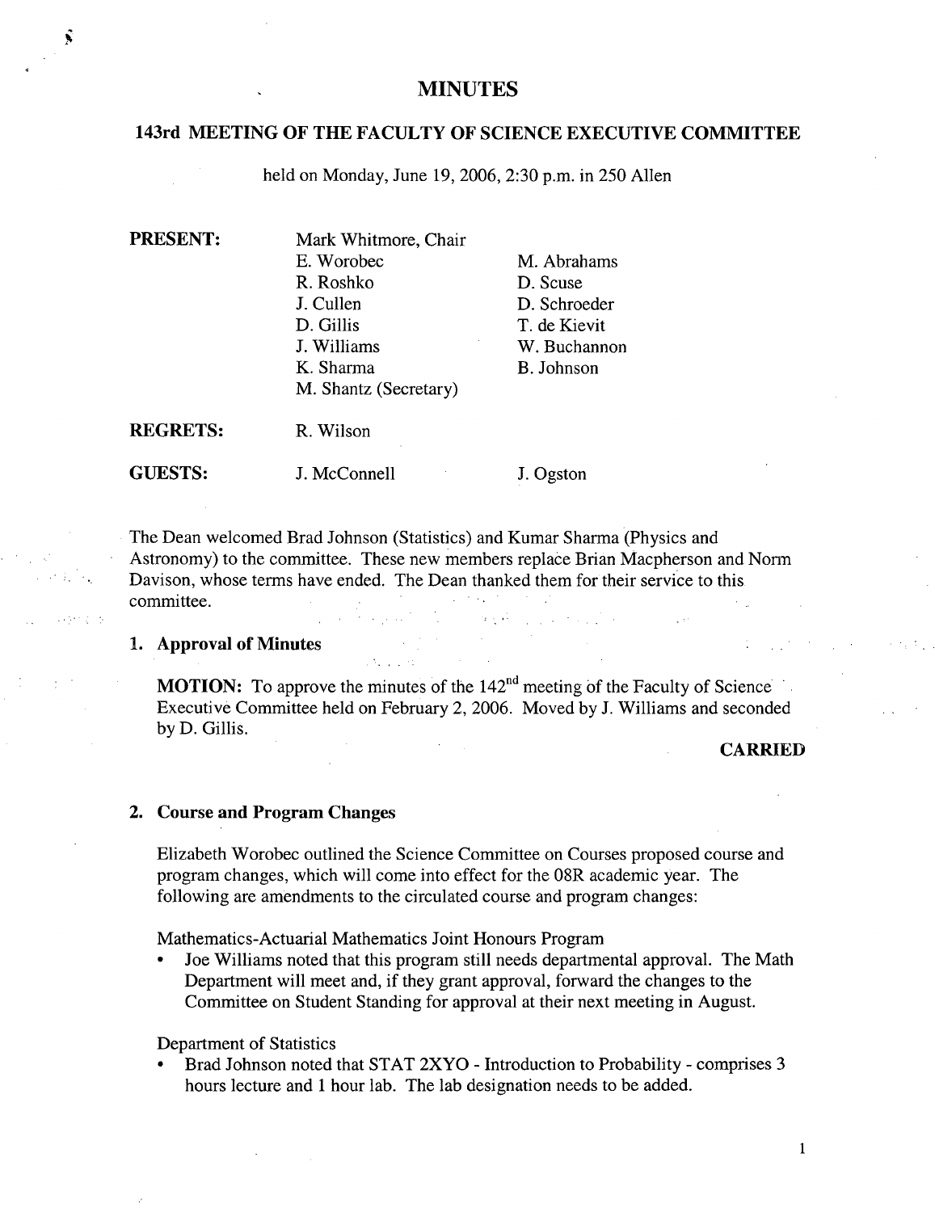# MINUTES

## 143rd MEETING OF THE FACULTY OF SCIENCE EXECUTIVE COMMITTEE

held on Monday, June 19, 2006, 2:30 p.m. in 250 Allen

| | | |
|---|---|---|
| **PRESENT:** | Mark Whitmore, Chair | |
| | E. Worobec | M. Abrahams |
| | R. Roshko | D. Scuse |
| | J. Cullen | D. Schroeder |
| | D. Gillis | T. de Kievit |
| | J. Williams | W. Buchannon |
| | K. Sharma | B. Johnson |
| | M. Shantz (Secretary) | |
| **REGRETS:** | R. Wilson | |
| **GUESTS:** | J. McConnell | J. Ogston |

The Dean welcomed Brad Johnson (Statistics) and Kumar Sharma (Physics and Astronomy) to the committee. These new members replace Brian Macpherson and Norm Davison, whose terms have ended. The Dean thanked them for their service to this committee.

### 1. Approval of Minutes

**MOTION:** To approve the minutes of the 142nd meeting of the Faculty of Science Executive Committee held on February 2, 2006. Moved by J. Williams and seconded by D. Gillis.

**CARRIED**

### 2. Course and Program Changes

Elizabeth Worobec outlined the Science Committee on Courses proposed course and program changes, which will come into effect for the 08R academic year. The following are amendments to the circulated course and program changes:

Mathematics-Actuarial Mathematics Joint Honours Program

- Joe Williams noted that this program still needs departmental approval. The Math Department will meet and, if they grant approval, forward the changes to the Committee on Student Standing for approval at their next meeting in August.

Department of Statistics

- Brad Johnson noted that STAT 2XYO - Introduction to Probability - comprises 3 hours lecture and 1 hour lab. The lab designation needs to be added.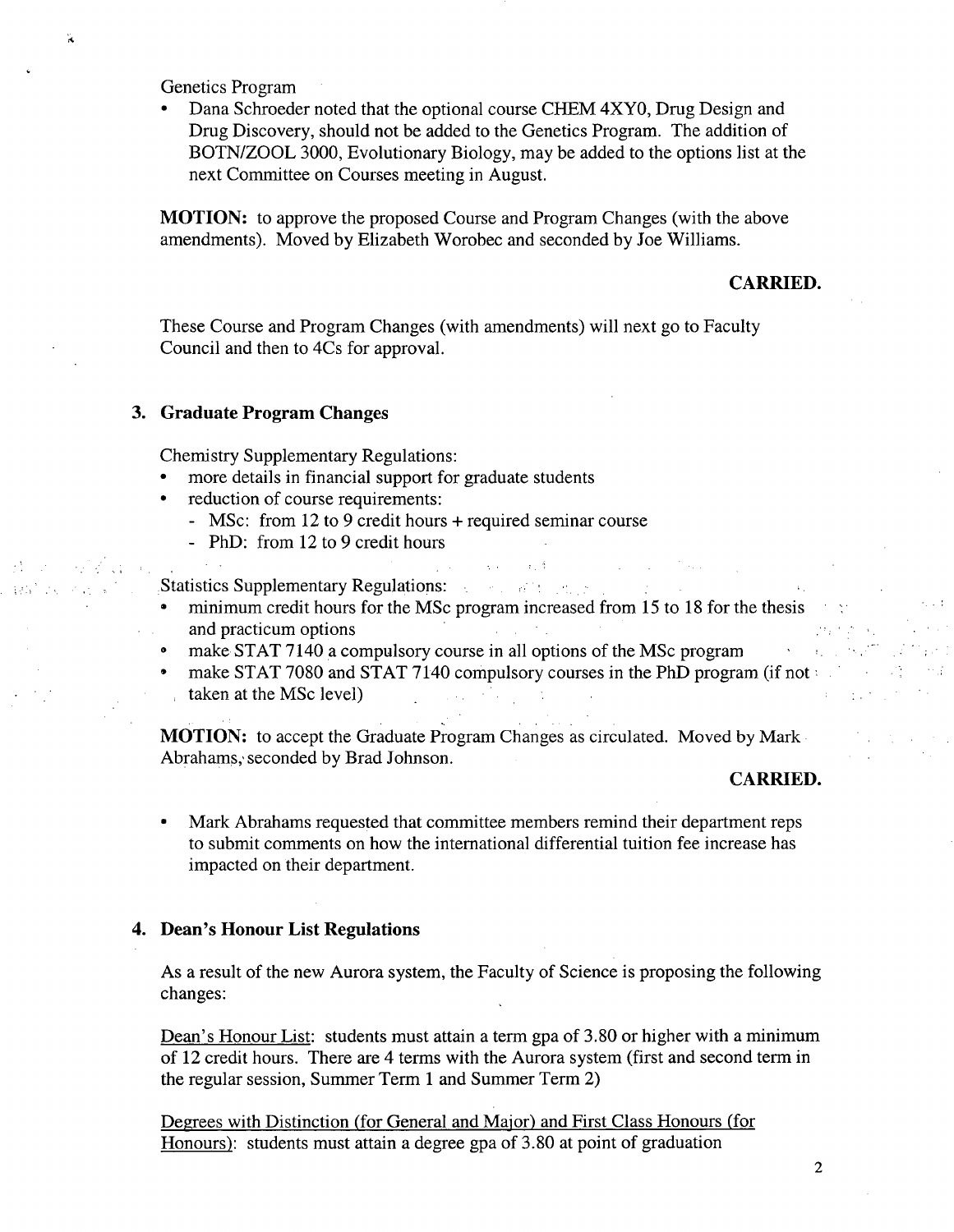Genetics Program

- Dana Schroeder noted that the optional course CHEM 4XY0, Drug Design and Drug Discovery, should not be added to the Genetics Program. The addition of BOTN/ZOOL 3000, Evolutionary Biology, may be added to the options list at the next Committee on Courses meeting in August.

**MOTION:** to approve the proposed Course and Program Changes (with the above amendments). Moved by Elizabeth Worobec and seconded by Joe Williams.

**CARRIED.**

These Course and Program Changes (with amendments) will next go to Faculty Council and then to 4Cs for approval.

### 3. Graduate Program Changes

Chemistry Supplementary Regulations:

- more details in financial support for graduate students
- reduction of course requirements:
  - MSc: from 12 to 9 credit hours + required seminar course
  - PhD: from 12 to 9 credit hours

Statistics Supplementary Regulations:

- minimum credit hours for the MSc program increased from 15 to 18 for the thesis and practicum options
- make STAT 7140 a compulsory course in all options of the MSc program
- make STAT 7080 and STAT 7140 compulsory courses in the PhD program (if not taken at the MSc level)

**MOTION:** to accept the Graduate Program Changes as circulated. Moved by Mark Abrahams, seconded by Brad Johnson.

**CARRIED.**

- Mark Abrahams requested that committee members remind their department reps to submit comments on how the international differential tuition fee increase has impacted on their department.

### 4. Dean's Honour List Regulations

As a result of the new Aurora system, the Faculty of Science is proposing the following changes:

Dean's Honour List: students must attain a term gpa of 3.80 or higher with a minimum of 12 credit hours. There are 4 terms with the Aurora system (first and second term in the regular session, Summer Term 1 and Summer Term 2)

Degrees with Distinction (for General and Major) and First Class Honours (for Honours): students must attain a degree gpa of 3.80 at point of graduation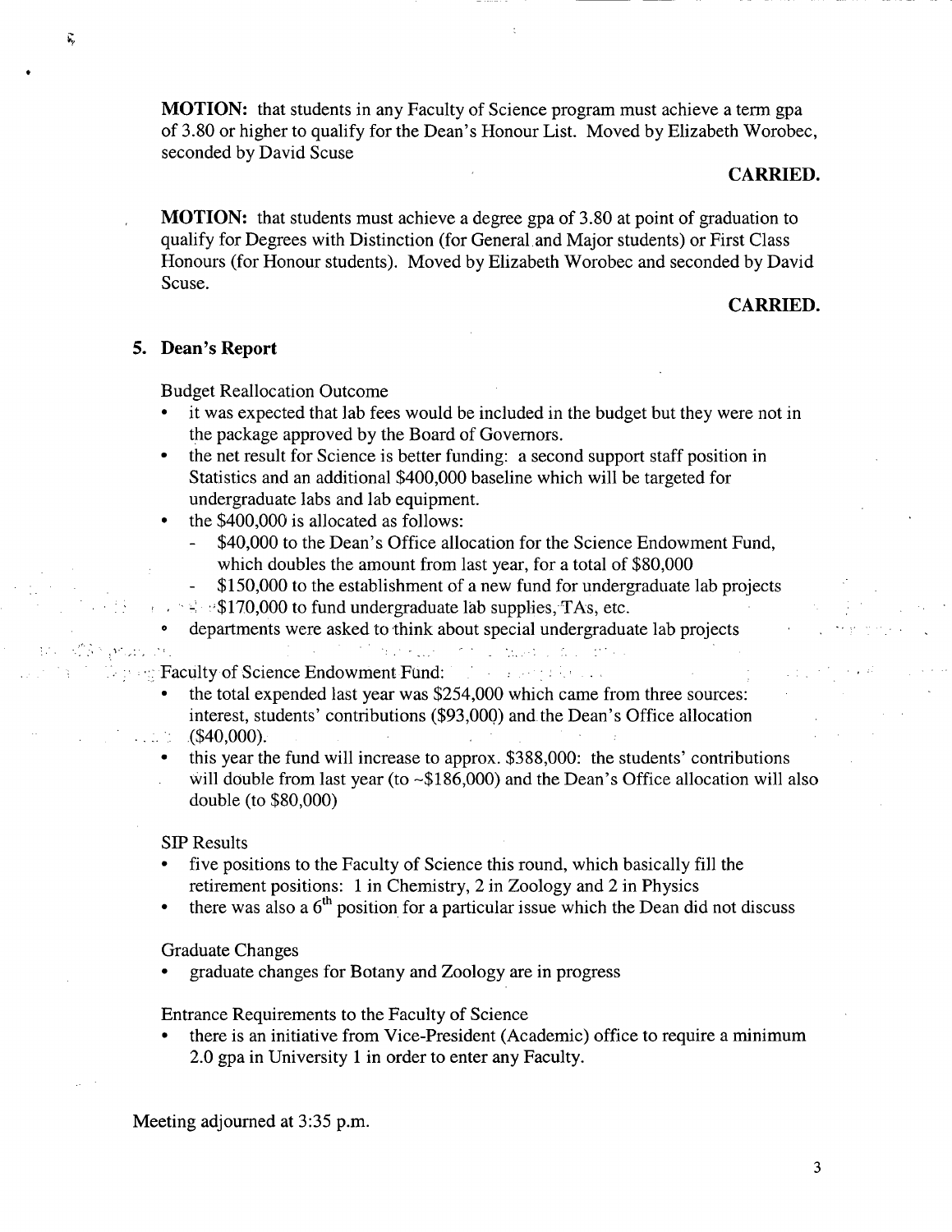**MOTION:** that students in any Faculty of Science program must achieve a term gpa of 3.80 or higher to qualify for the Dean's Honour List. Moved by Elizabeth Worobec, seconded by David Scuse

**CARRIED.**

**MOTION:** that students must achieve a degree gpa of 3.80 at point of graduation to qualify for Degrees with Distinction (for General and Major students) or First Class Honours (for Honour students). Moved by Elizabeth Worobec and seconded by David Scuse.

**CARRIED.**

## 5. Dean's Report

Budget Reallocation Outcome

- it was expected that lab fees would be included in the budget but they were not in the package approved by the Board of Governors.
- the net result for Science is better funding: a second support staff position in Statistics and an additional $400,000 baseline which will be targeted for undergraduate labs and lab equipment.
- the $400,000 is allocated as follows:
  - $40,000 to the Dean's Office allocation for the Science Endowment Fund, which doubles the amount from last year, for a total of $80,000
  - $150,000 to the establishment of a new fund for undergraduate lab projects
  - $170,000 to fund undergraduate lab supplies, TAs, etc.
- departments were asked to think about special undergraduate lab projects

Faculty of Science Endowment Fund:

- the total expended last year was $254,000 which came from three sources: interest, students' contributions ($93,000) and the Dean's Office allocation ($40,000).
- this year the fund will increase to approx. $388,000: the students' contributions will double from last year (to ~$186,000) and the Dean's Office allocation will also double (to $80,000)

SIP Results

- five positions to the Faculty of Science this round, which basically fill the retirement positions: 1 in Chemistry, 2 in Zoology and 2 in Physics
- there was also a 6th position for a particular issue which the Dean did not discuss

Graduate Changes

- graduate changes for Botany and Zoology are in progress

Entrance Requirements to the Faculty of Science

- there is an initiative from Vice-President (Academic) office to require a minimum 2.0 gpa in University 1 in order to enter any Faculty.

Meeting adjourned at 3:35 p.m.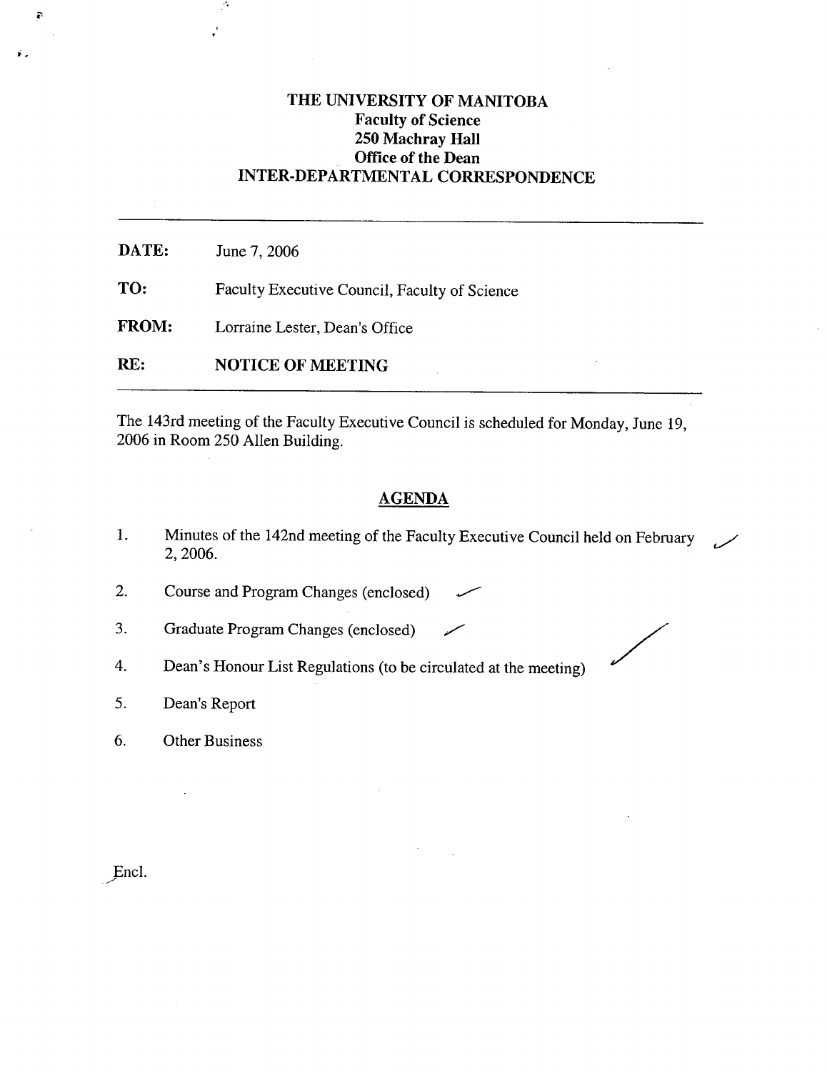**THE UNIVERSITY OF MANITOBA**
**Faculty of Science**
**250 Machray Hall**
**Office of the Dean**
**INTER-DEPARTMENTAL CORRESPONDENCE**

---

**DATE:** June 7, 2006

**TO:** Faculty Executive Council, Faculty of Science

**FROM:** Lorraine Lester, Dean's Office

**RE:** **NOTICE OF MEETING**

---

The 143rd meeting of the Faculty Executive Council is scheduled for Monday, June 19, 2006 in Room 250 Allen Building.

## AGENDA

1. Minutes of the 142nd meeting of the Faculty Executive Council held on February 2, 2006.
2. Course and Program Changes (enclosed)
3. Graduate Program Changes (enclosed)
4. Dean's Honour List Regulations (to be circulated at the meeting)
5. Dean's Report
6. Other Business

Encl.